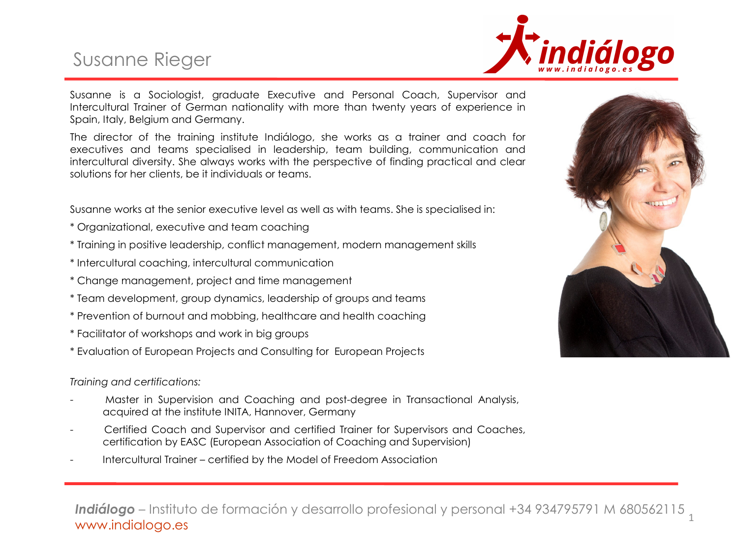# Susanne Rieger

Susanne is a Sociologist, graduate Executive and Personal Coach, Supervisor and Intercultural Trainer of German nationality with more than twenty years of experience in Spain, Italy, Belgium and Germany.

The director of the training institute Indiálogo, she works as a trainer and coach for executives and teams specialised in leadership, team building, communication and intercultural diversity. She always works with the perspective of finding practical and clear solutions for her clients, be it individuals or teams.

Susanne works at the senior executive level as well as with teams. She is specialised in:

* Organizational, executive and team coaching
* Training in positive leadership, conflict management, modern management skills
* Intercultural coaching, intercultural communication
* Change management, project and time management
* Team development, group dynamics, leadership of groups and teams
* Prevention of burnout and mobbing, healthcare and health coaching
* Facilitator of workshops and work in big groups
* Evaluation of European Projects and Consulting for European Projects

*Training and certifications:*

- Master in Supervision and Coaching and post-degree in Transactional Analysis, acquired at the institute INITA, Hannover, Germany
- Certified Coach and Supervisor and certified Trainer for Supervisors and Coaches, certification by EASC (European Association of Coaching and Supervision)
- Intercultural Trainer – certified by the Model of Freedom Association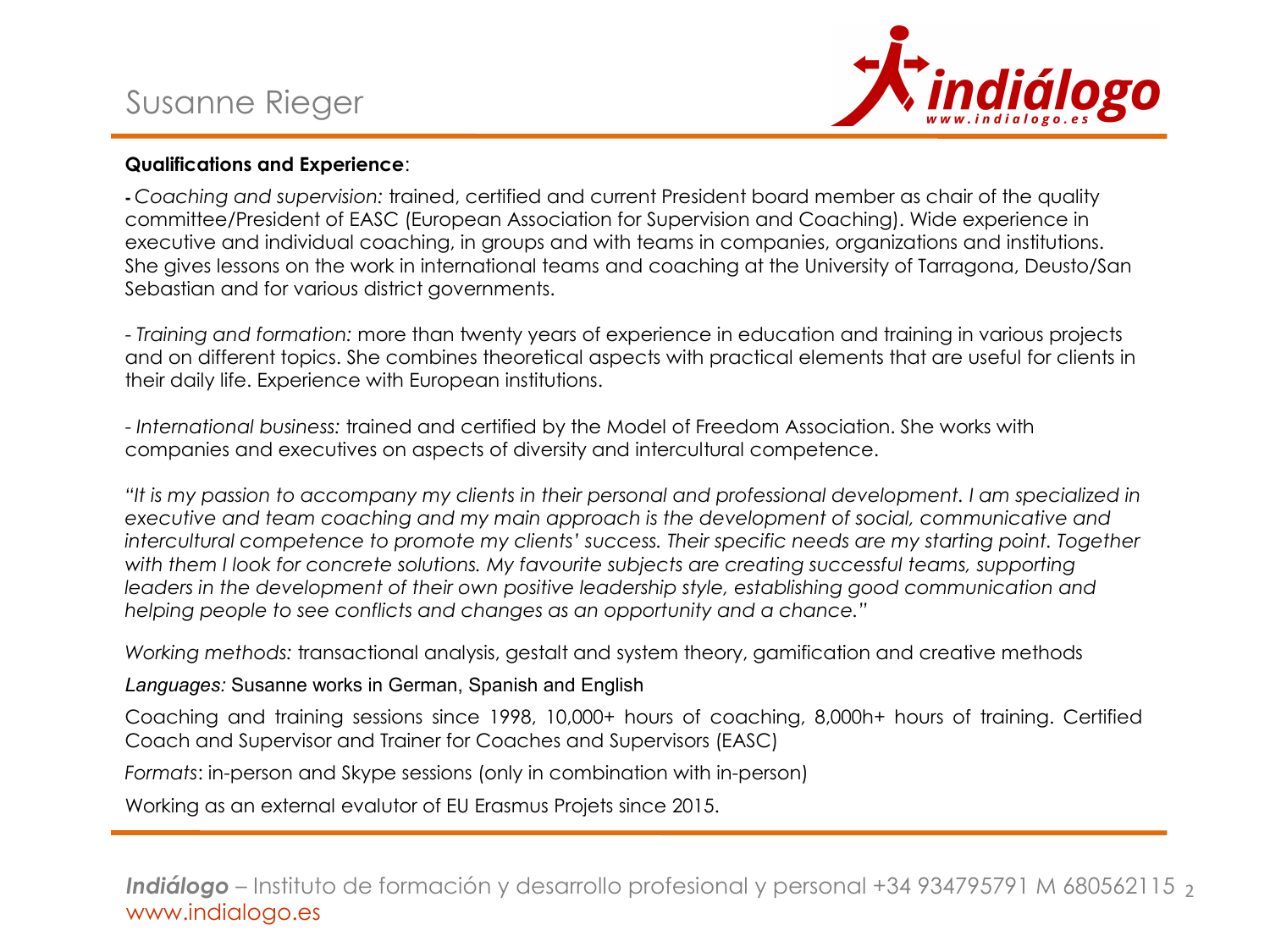# Susanne Rieger

**Qualifications and Experience**:

- *Coaching and supervision:* trained, certified and current President board member as chair of the quality committee/President of EASC (European Association for Supervision and Coaching). Wide experience in executive and individual coaching, in groups and with teams in companies, organizations and institutions. She gives lessons on the work in international teams and coaching at the University of Tarragona, Deusto/San Sebastian and for various district governments.

- *Training and formation:* more than twenty years of experience in education and training in various projects and on different topics. She combines theoretical aspects with practical elements that are useful for clients in their daily life. Experience with European institutions.

- *International business:* trained and certified by the Model of Freedom Association. She works with companies and executives on aspects of diversity and intercultural competence.

*"It is my passion to accompany my clients in their personal and professional development. I am specialized in executive and team coaching and my main approach is the development of social, communicative and intercultural competence to promote my clients' success. Their specific needs are my starting point. Together with them I look for concrete solutions. My favourite subjects are creating successful teams, supporting leaders in the development of their own positive leadership style, establishing good communication and helping people to see conflicts and changes as an opportunity and a chance."*

*Working methods:* transactional analysis, gestalt and system theory, gamification and creative methods

*Languages:* Susanne works in German, Spanish and English

Coaching and training sessions since 1998, 10,000+ hours of coaching, 8,000h+ hours of training. Certified Coach and Supervisor and Trainer for Coaches and Supervisors (EASC)

*Formats*: in-person and Skype sessions (only in combination with in-person)

Working as an external evalutor of EU Erasmus Projets since 2015.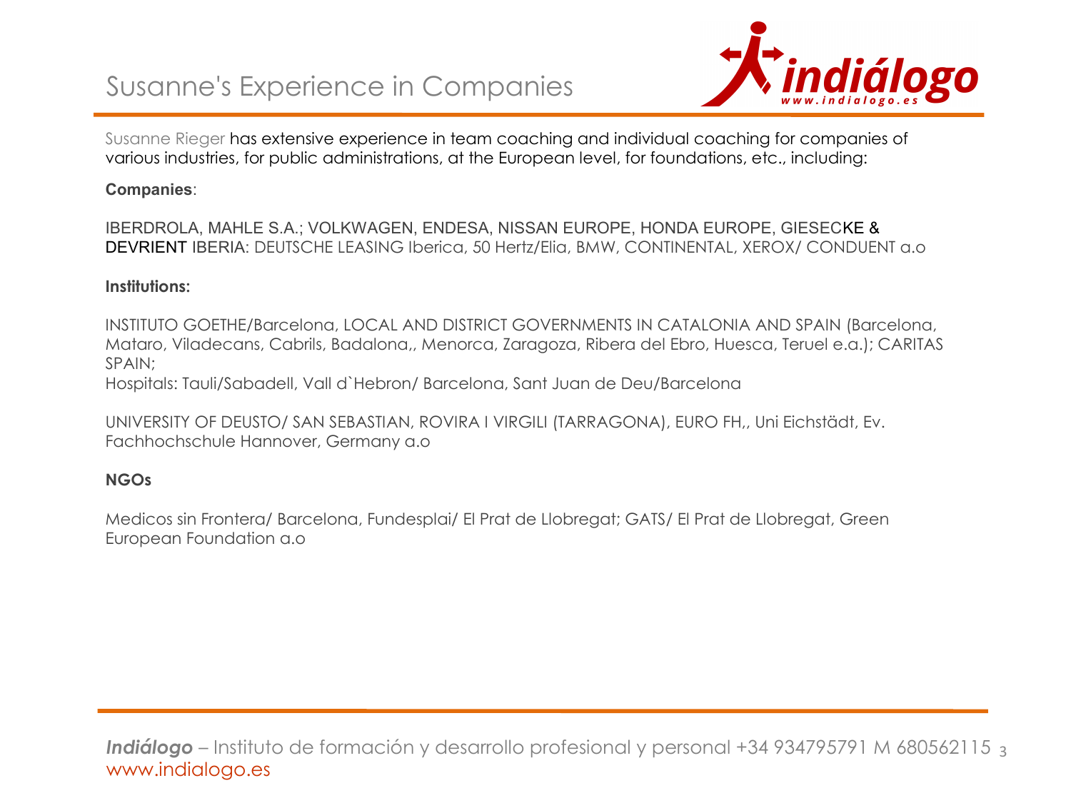# Susanne's Experience in Companies

Susanne Rieger has extensive experience in team coaching and individual coaching for companies of various industries, for public administrations, at the European level, for foundations, etc., including:

**Companies**:

IBERDROLA, MAHLE S.A.; VOLKWAGEN, ENDESA, NISSAN EUROPE, HONDA EUROPE, GIESECKE & DEVRIENT IBERIA: DEUTSCHE LEASING Iberica, 50 Hertz/Elia, BMW, CONTINENTAL, XEROX/ CONDUENT a.o

**Institutions:**

INSTITUTO GOETHE/Barcelona, LOCAL AND DISTRICT GOVERNMENTS IN CATALONIA AND SPAIN (Barcelona, Mataro, Viladecans, Cabrils, Badalona,, Menorca, Zaragoza, Ribera del Ebro, Huesca, Teruel e.a.); CARITAS SPAIN;
Hospitals: Tauli/Sabadell, Vall d`Hebron/ Barcelona, Sant Juan de Deu/Barcelona

UNIVERSITY OF DEUSTO/ SAN SEBASTIAN, ROVIRA I VIRGILI (TARRAGONA), EURO FH,, Uni Eichstädt, Ev. Fachhochschule Hannover, Germany a.o

**NGOs**

Medicos sin Frontera/ Barcelona, Fundesplai/ El Prat de Llobregat; GATS/ El Prat de Llobregat, Green European Foundation a.o